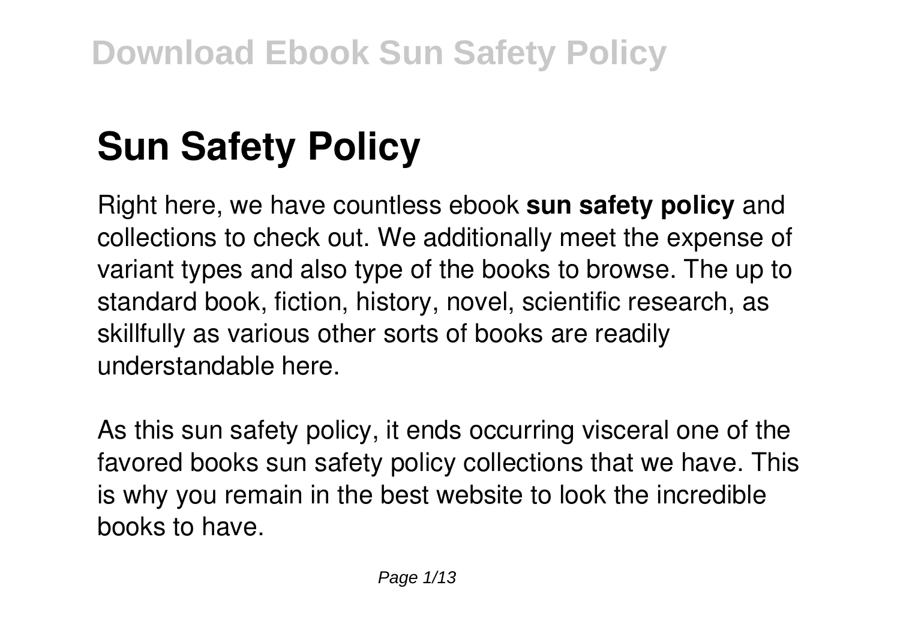# Sun Safety Policy

Right here, we have countless ebook **sun safety policy** and collections to check out. We additionally meet the expense of variant types and also type of the books to browse. The up to standard book, fiction, history, novel, scientific research, as skillfully as various other sorts of books are readily understandable here.

As this sun safety policy, it ends occurring visceral one of the favored books sun safety policy collections that we have. This is why you remain in the best website to look the incredible books to have.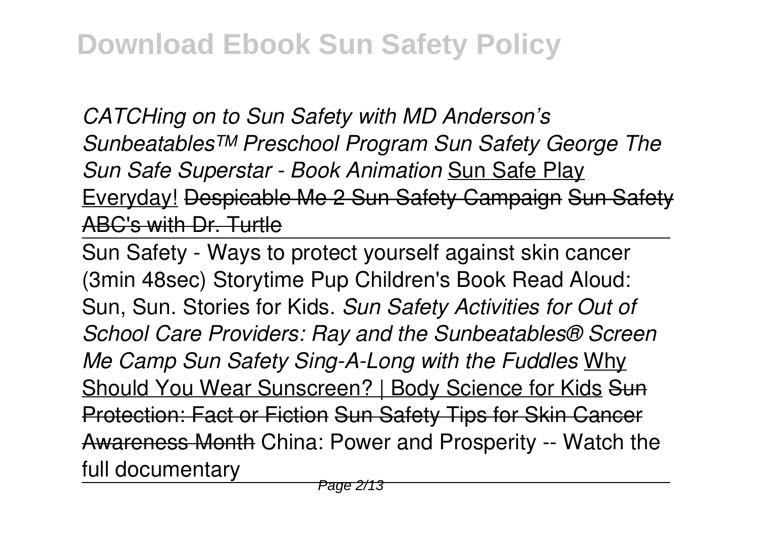*CATCHing on to Sun Safety with MD Anderson's Sunbeatables™ Preschool Program Sun Safety George The Sun Safe Superstar - Book Animation* Sun Safe Play Everyday! ~~Despicable Me 2 Sun Safety Campaign~~ ~~Sun Safety ABC's with Dr. Turtle~~

---

Sun Safety - Ways to protect yourself against skin cancer (3min 48sec) Storytime Pup Children's Book Read Aloud: Sun, Sun. Stories for Kids. *Sun Safety Activities for Out of School Care Providers: Ray and the Sunbeatables® Screen Me Camp Sun Safety Sing-A-Long with the Fuddles* Why Should You Wear Sunscreen? | Body Science for Kids ~~Sun Protection: Fact or Fiction~~ ~~Sun Safety Tips for Skin Cancer Awareness Month~~ China: Power and Prosperity -- Watch the full documentary

---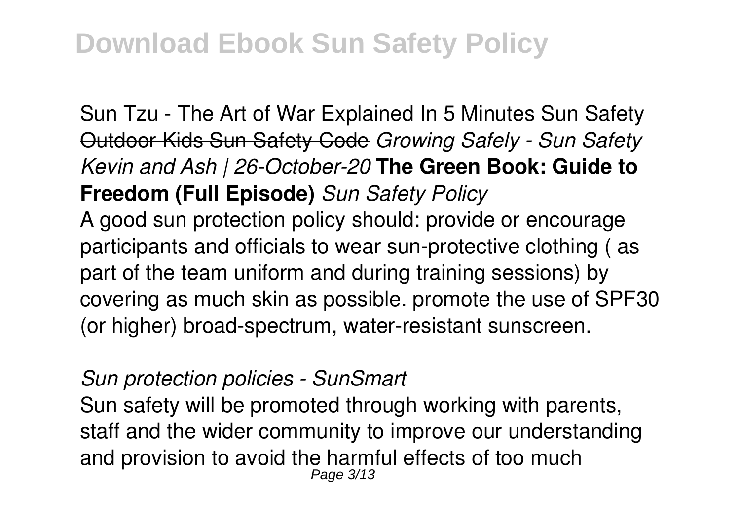Sun Tzu - The Art of War Explained In 5 Minutes Sun Safety ~~Outdoor Kids Sun Safety Code~~ *Growing Safely - Sun Safety Kevin and Ash | 26-October-20* **The Green Book: Guide to Freedom (Full Episode)** *Sun Safety Policy*

A good sun protection policy should: provide or encourage participants and officials to wear sun-protective clothing ( as part of the team uniform and during training sessions) by covering as much skin as possible. promote the use of SPF30 (or higher) broad-spectrum, water-resistant sunscreen.

*Sun protection policies - SunSmart*

Sun safety will be promoted through working with parents, staff and the wider community to improve our understanding and provision to avoid the harmful effects of too much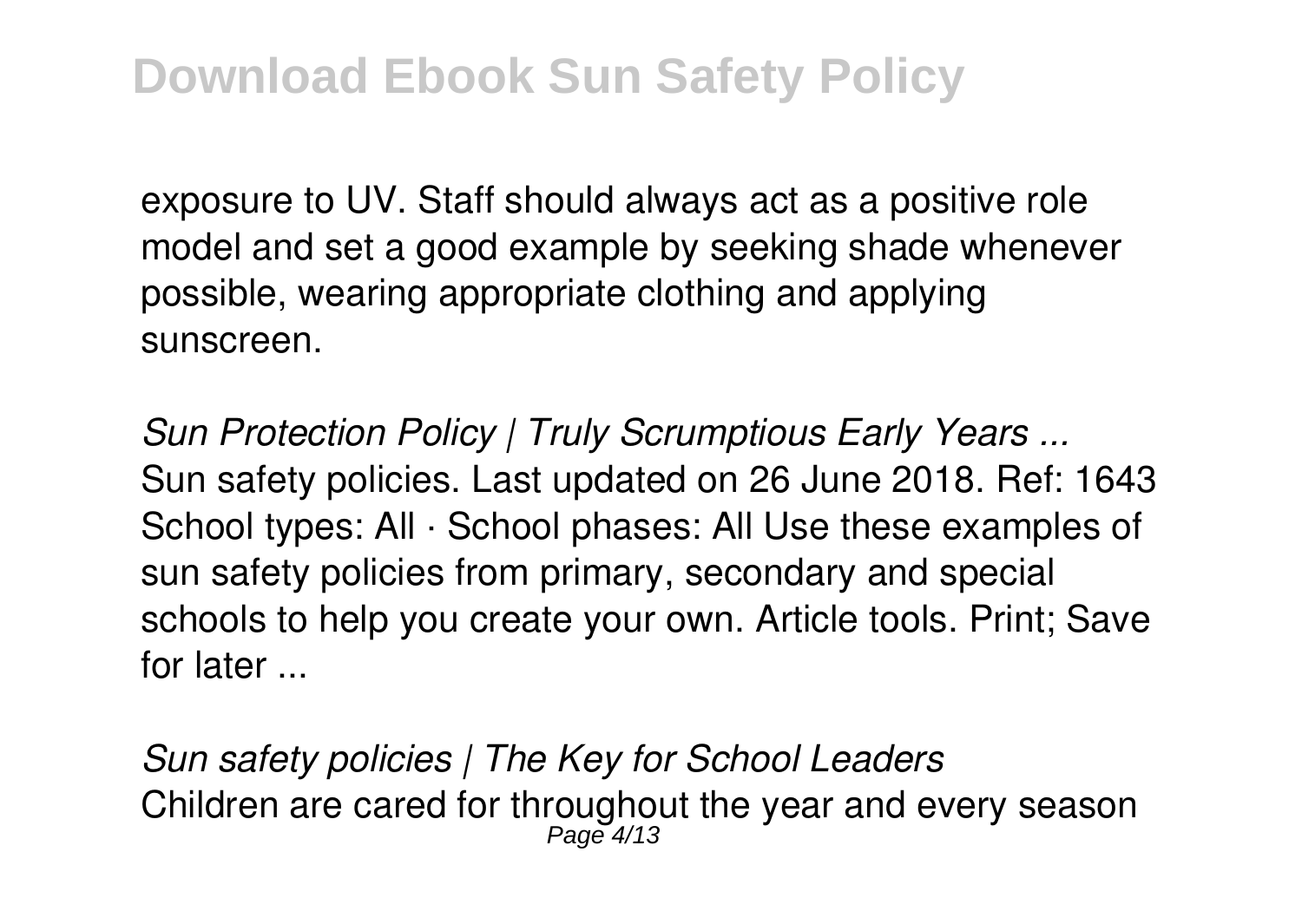exposure to UV. Staff should always act as a positive role model and set a good example by seeking shade whenever possible, wearing appropriate clothing and applying sunscreen.

*Sun Protection Policy | Truly Scrumptious Early Years ...*
Sun safety policies. Last updated on 26 June 2018. Ref: 1643 School types: All · School phases: All Use these examples of sun safety policies from primary, secondary and special schools to help you create your own. Article tools. Print; Save for later ...

*Sun safety policies | The Key for School Leaders*
Children are cared for throughout the year and every season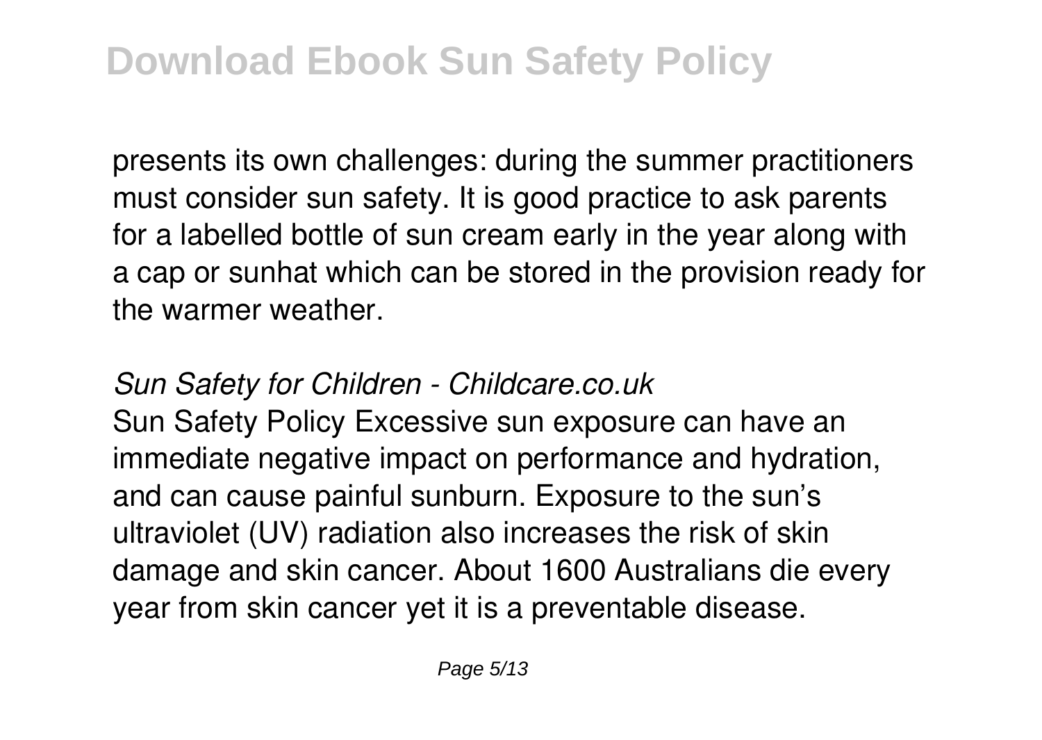presents its own challenges: during the summer practitioners must consider sun safety. It is good practice to ask parents for a labelled bottle of sun cream early in the year along with a cap or sunhat which can be stored in the provision ready for the warmer weather.

*Sun Safety for Children - Childcare.co.uk*

Sun Safety Policy Excessive sun exposure can have an immediate negative impact on performance and hydration, and can cause painful sunburn. Exposure to the sun's ultraviolet (UV) radiation also increases the risk of skin damage and skin cancer. About 1600 Australians die every year from skin cancer yet it is a preventable disease.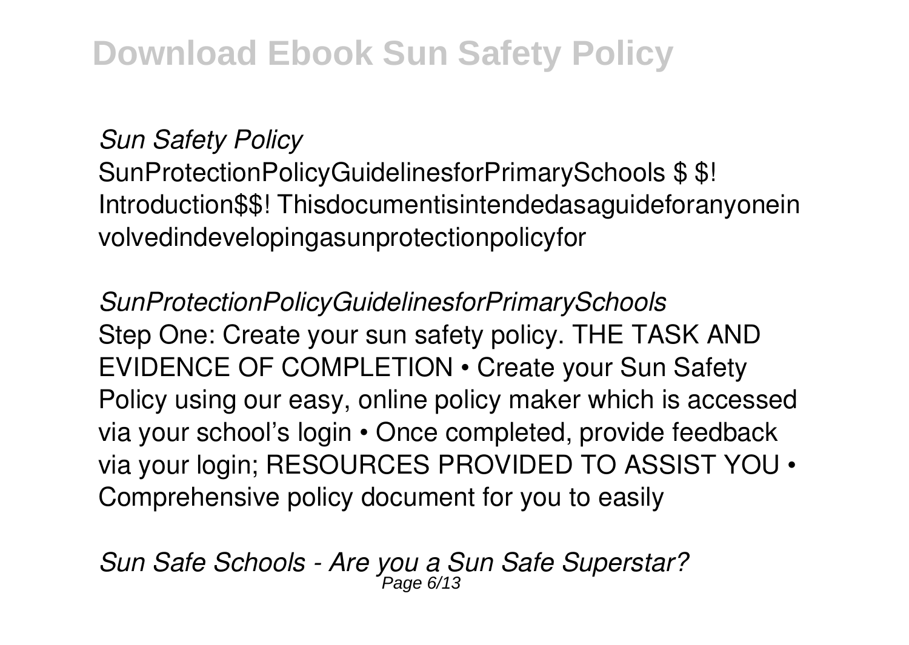*Sun Safety Policy*

SunProtectionPolicyGuidelinesforPrimarySchools $ $! Introduction$$! Thisdocumentisintendedasaguideforanyonein volvedindevelopingasunprotectionpolicyfor

*SunProtectionPolicyGuidelinesforPrimarySchools*

Step One: Create your sun safety policy. THE TASK AND EVIDENCE OF COMPLETION • Create your Sun Safety Policy using our easy, online policy maker which is accessed via your school's login • Once completed, provide feedback via your login; RESOURCES PROVIDED TO ASSIST YOU • Comprehensive policy document for you to easily

*Sun Safe Schools - Are you a Sun Safe Superstar?*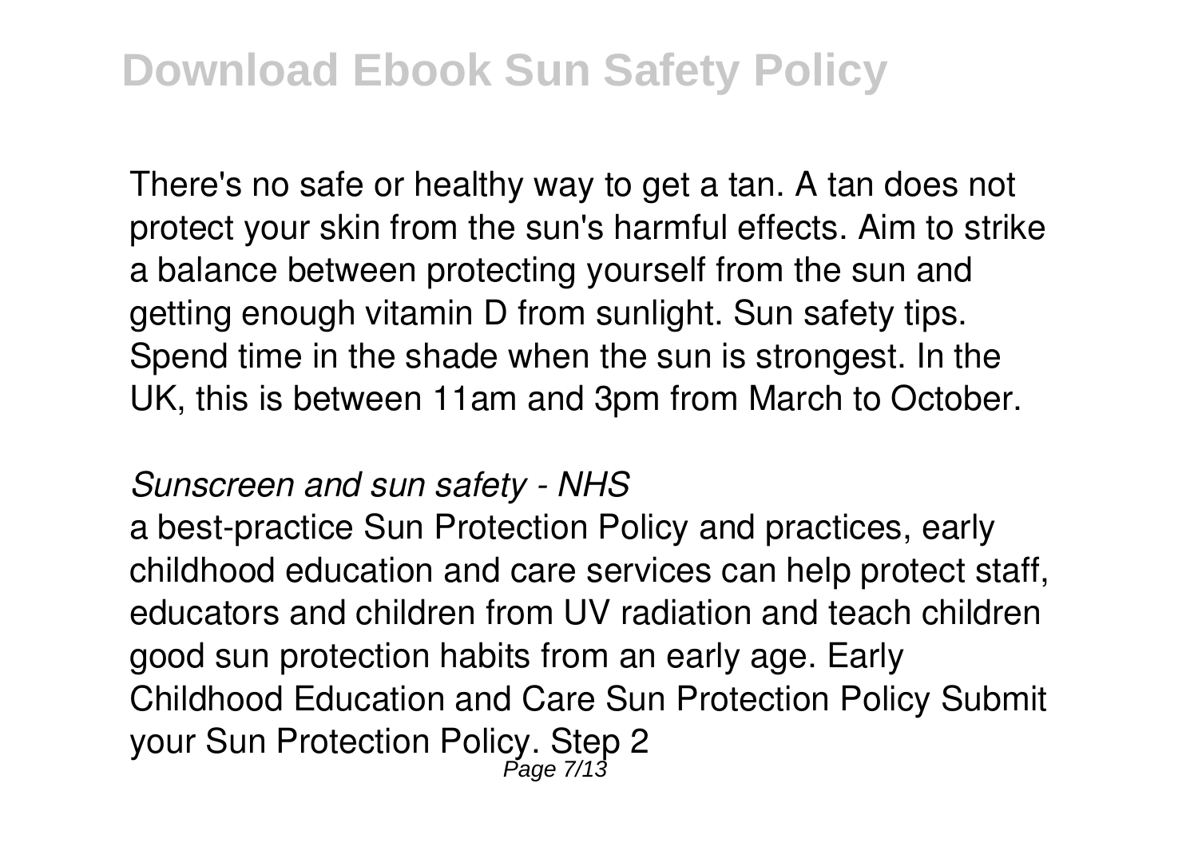There's no safe or healthy way to get a tan. A tan does not protect your skin from the sun's harmful effects. Aim to strike a balance between protecting yourself from the sun and getting enough vitamin D from sunlight. Sun safety tips. Spend time in the shade when the sun is strongest. In the UK, this is between 11am and 3pm from March to October.

*Sunscreen and sun safety - NHS*

a best-practice Sun Protection Policy and practices, early childhood education and care services can help protect staff, educators and children from UV radiation and teach children good sun protection habits from an early age. Early Childhood Education and Care Sun Protection Policy Submit your Sun Protection Policy. Step 2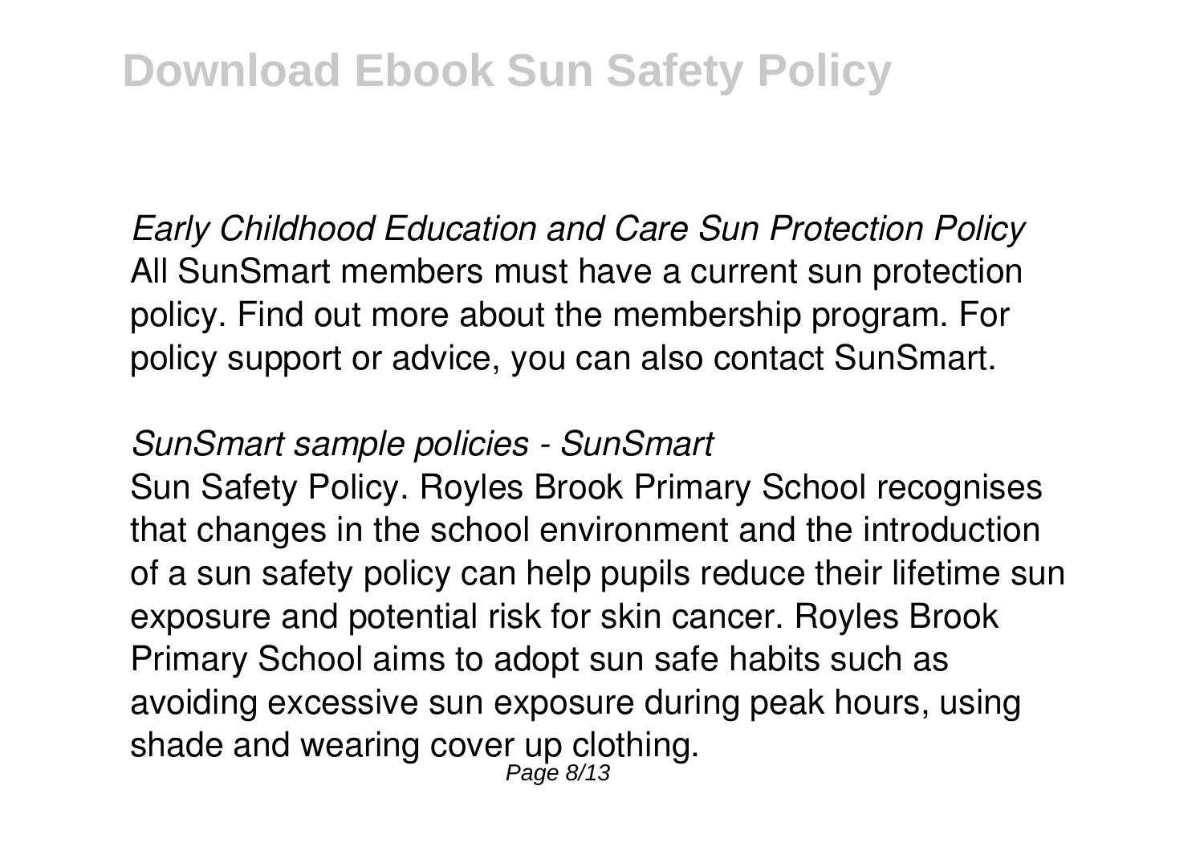*Early Childhood Education and Care Sun Protection Policy*
All SunSmart members must have a current sun protection policy. Find out more about the membership program. For policy support or advice, you can also contact SunSmart.

*SunSmart sample policies - SunSmart*
Sun Safety Policy. Royles Brook Primary School recognises that changes in the school environment and the introduction of a sun safety policy can help pupils reduce their lifetime sun exposure and potential risk for skin cancer. Royles Brook Primary School aims to adopt sun safe habits such as avoiding excessive sun exposure during peak hours, using shade and wearing cover up clothing.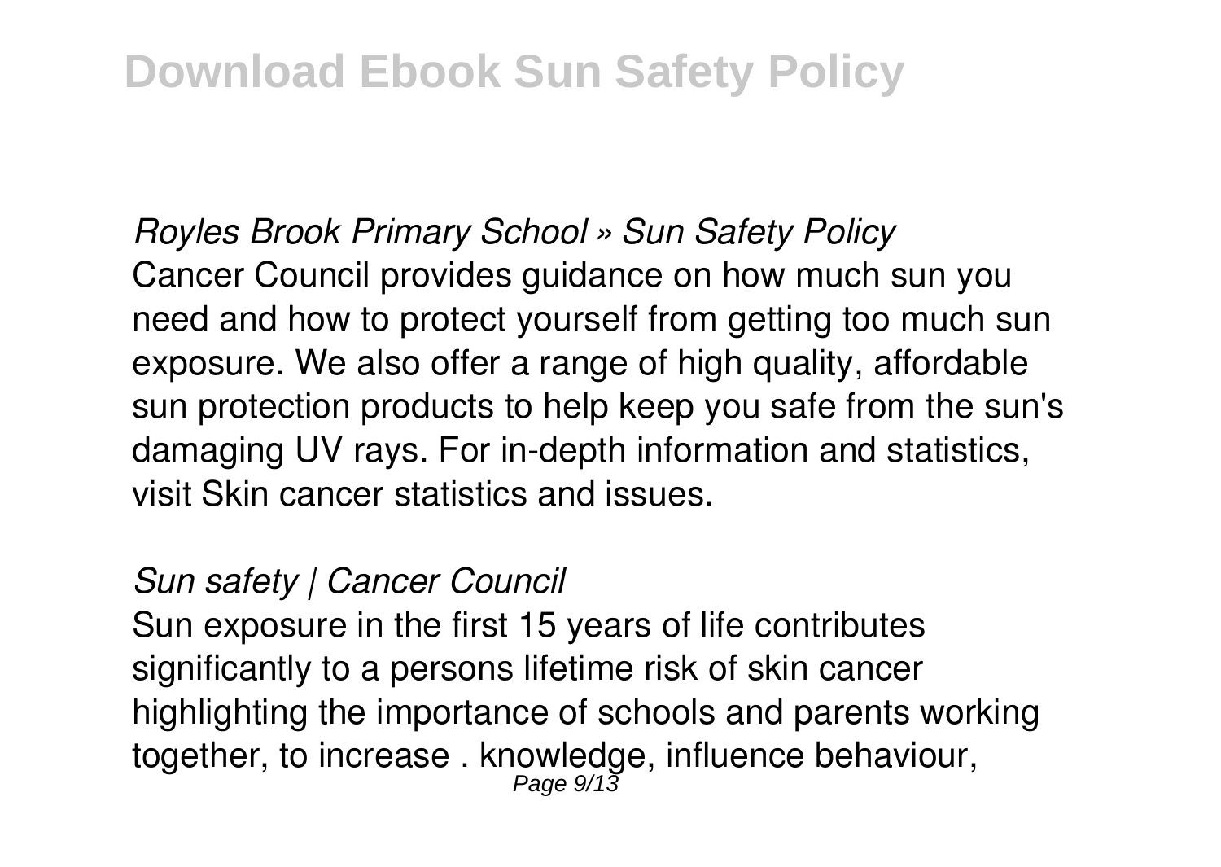*Royles Brook Primary School » Sun Safety Policy*

Cancer Council provides guidance on how much sun you need and how to protect yourself from getting too much sun exposure. We also offer a range of high quality, affordable sun protection products to help keep you safe from the sun's damaging UV rays. For in-depth information and statistics, visit Skin cancer statistics and issues.

*Sun safety | Cancer Council*

Sun exposure in the first 15 years of life contributes significantly to a persons lifetime risk of skin cancer highlighting the importance of schools and parents working together, to increase . knowledge, influence behaviour,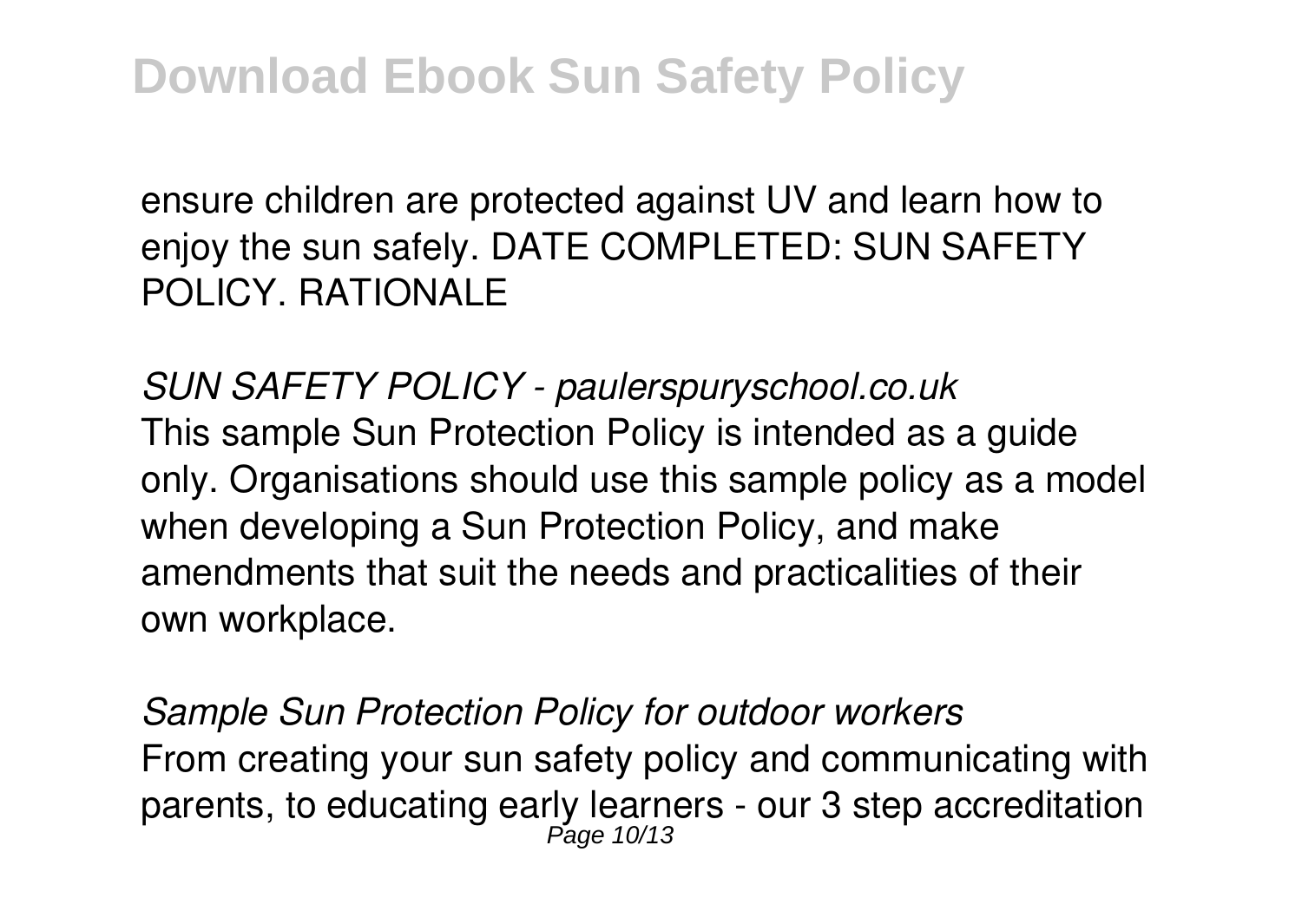ensure children are protected against UV and learn how to enjoy the sun safely. DATE COMPLETED: SUN SAFETY POLICY. RATIONALE

*SUN SAFETY POLICY - paulerspuryschool.co.uk*
This sample Sun Protection Policy is intended as a guide only. Organisations should use this sample policy as a model when developing a Sun Protection Policy, and make amendments that suit the needs and practicalities of their own workplace.

*Sample Sun Protection Policy for outdoor workers*
From creating your sun safety policy and communicating with parents, to educating early learners - our 3 step accreditation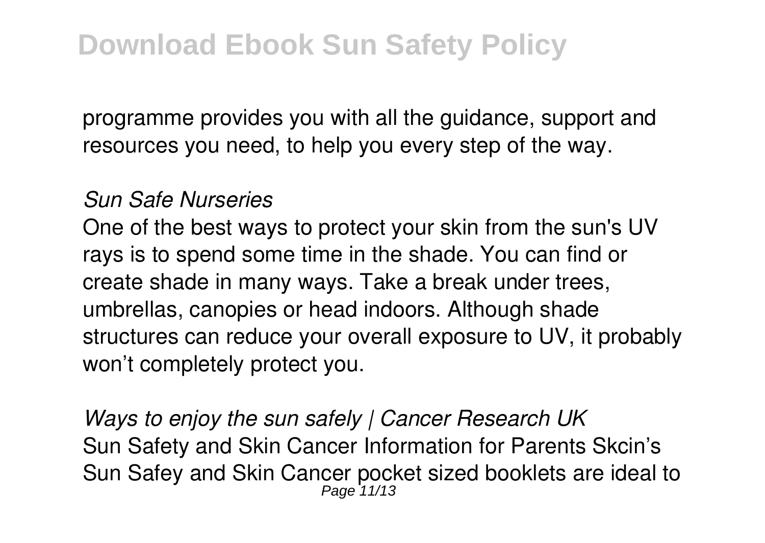programme provides you with all the guidance, support and resources you need, to help you every step of the way.

*Sun Safe Nurseries*

One of the best ways to protect your skin from the sun's UV rays is to spend some time in the shade. You can find or create shade in many ways. Take a break under trees, umbrellas, canopies or head indoors. Although shade structures can reduce your overall exposure to UV, it probably won't completely protect you.

*Ways to enjoy the sun safely | Cancer Research UK*

Sun Safety and Skin Cancer Information for Parents Skcin's Sun Safey and Skin Cancer pocket sized booklets are ideal to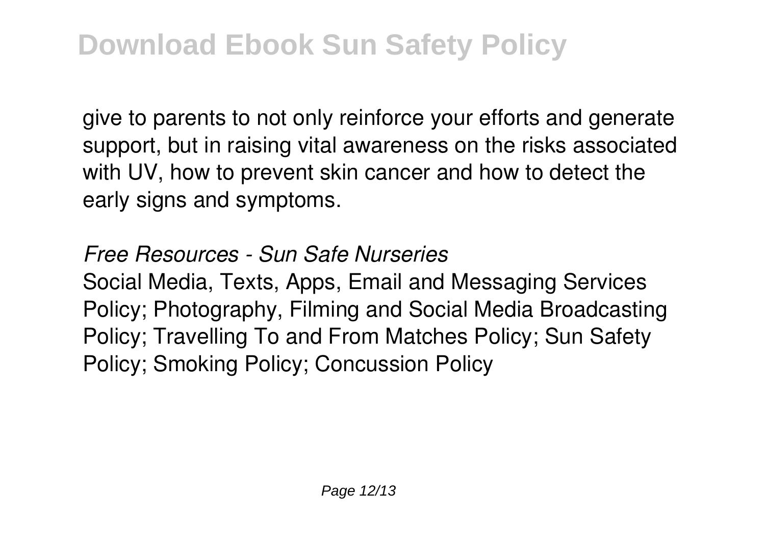give to parents to not only reinforce your efforts and generate support, but in raising vital awareness on the risks associated with UV, how to prevent skin cancer and how to detect the early signs and symptoms.

*Free Resources - Sun Safe Nurseries*

Social Media, Texts, Apps, Email and Messaging Services Policy; Photography, Filming and Social Media Broadcasting Policy; Travelling To and From Matches Policy; Sun Safety Policy; Smoking Policy; Concussion Policy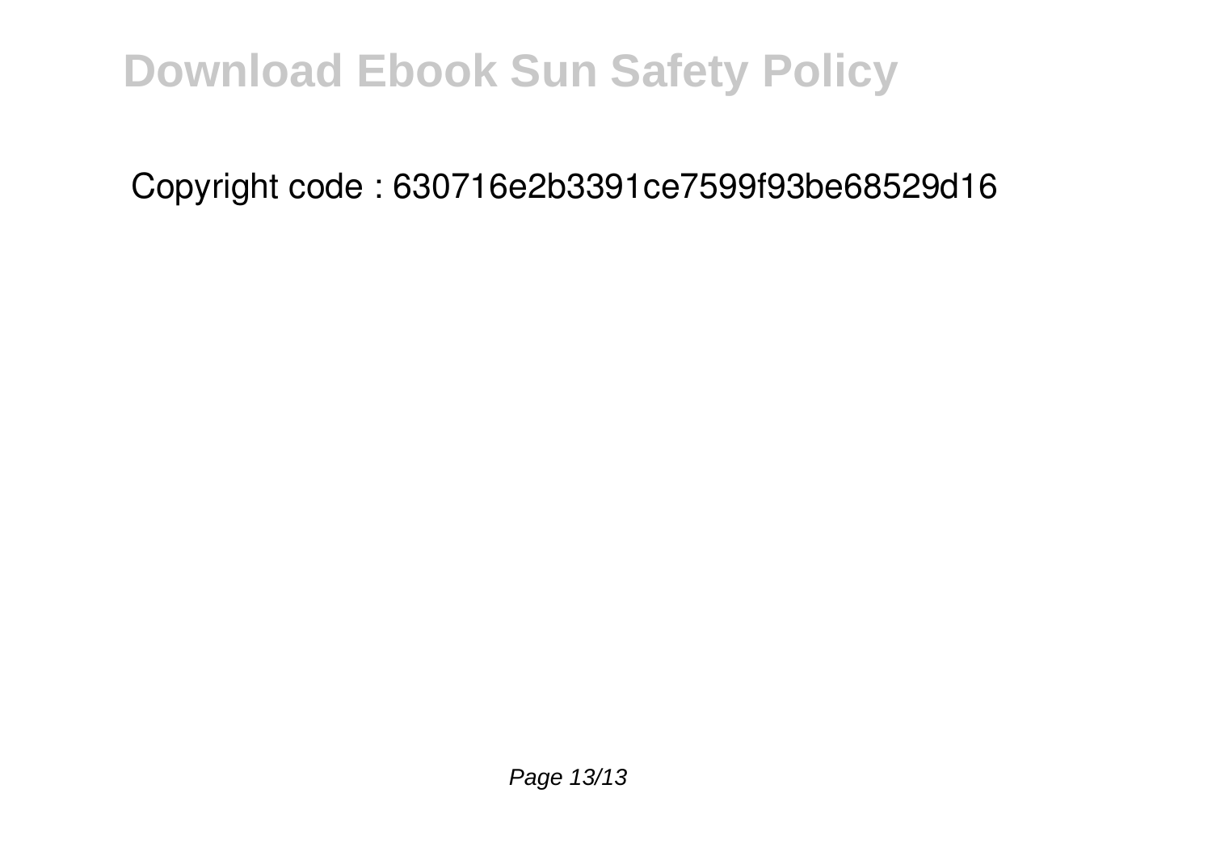Copyright code : 630716e2b3391ce7599f93be68529d16